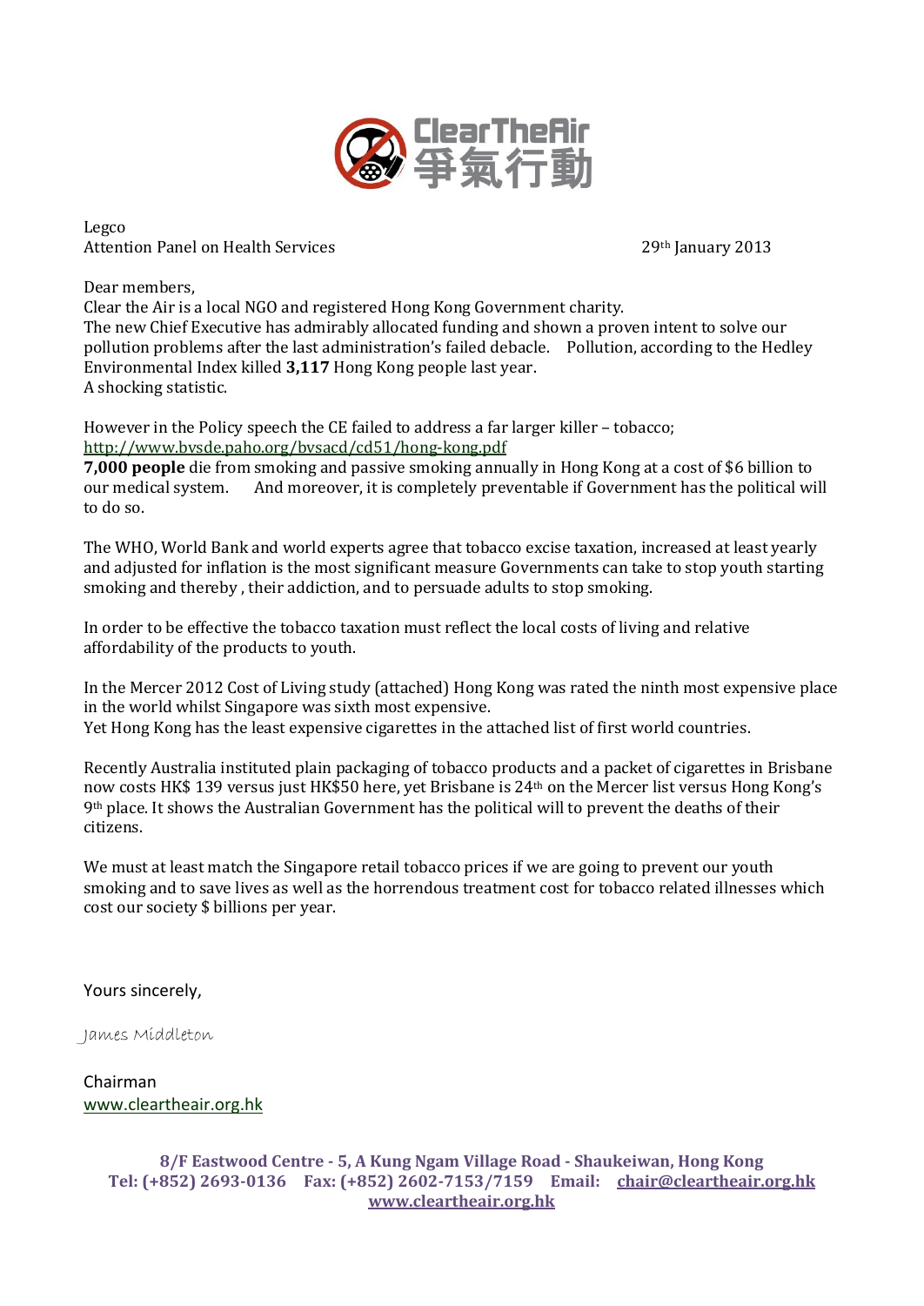ClearTheAir 爭氣行動

Legco
Attention Panel on Health Services

29th January 2013

Dear members,
Clear the Air is a local NGO and registered Hong Kong Government charity.
The new Chief Executive has admirably allocated funding and shown a proven intent to solve our pollution problems after the last administration's failed debacle. Pollution, according to the Hedley Environmental Index killed **3,117** Hong Kong people last year.
A shocking statistic.

However in the Policy speech the CE failed to address a far larger killer – tobacco;
http://www.bvsde.paho.org/bvsacd/cd51/hong-kong.pdf
**7,000 people** die from smoking and passive smoking annually in Hong Kong at a cost of $6 billion to our medical system. And moreover, it is completely preventable if Government has the political will to do so.

The WHO, World Bank and world experts agree that tobacco excise taxation, increased at least yearly and adjusted for inflation is the most significant measure Governments can take to stop youth starting smoking and thereby , their addiction, and to persuade adults to stop smoking.

In order to be effective the tobacco taxation must reflect the local costs of living and relative affordability of the products to youth.

In the Mercer 2012 Cost of Living study (attached) Hong Kong was rated the ninth most expensive place in the world whilst Singapore was sixth most expensive.
Yet Hong Kong has the least expensive cigarettes in the attached list of first world countries.

Recently Australia instituted plain packaging of tobacco products and a packet of cigarettes in Brisbane now costs HK$ 139 versus just HK$50 here, yet Brisbane is 24th on the Mercer list versus Hong Kong's 9th place. It shows the Australian Government has the political will to prevent the deaths of their citizens.

We must at least match the Singapore retail tobacco prices if we are going to prevent our youth smoking and to save lives as well as the horrendous treatment cost for tobacco related illnesses which cost our society $ billions per year.

Yours sincerely,

James Middleton

Chairman
www.cleartheair.org.hk

**8/F Eastwood Centre - 5, A Kung Ngam Village Road - Shaukeiwan, Hong Kong**
**Tel: (+852) 2693-0136 Fax: (+852) 2602-7153/7159 Email: chair@cleartheair.org.hk**
**www.cleartheair.org.hk**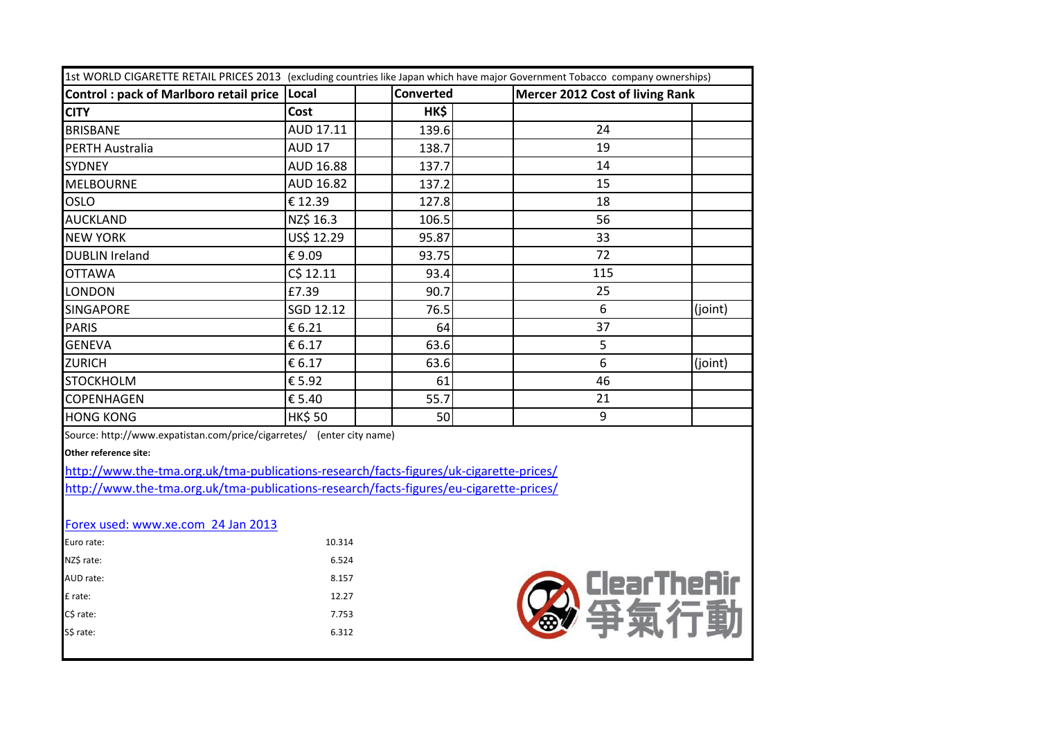| 1st WORLD CIGARETTE RETAIL PRICES 2013 (excluding countries like Japan which have major Government Tobacco company ownerships) | | | | |
|---|---|---|---|---|
| **Control : pack of Marlboro retail price** | **Local** | **Converted** | **Mercer 2012 Cost of living Rank** | |
| **CITY** | **Cost** | **HK$** | | |
| BRISBANE | AUD 17.11 | 139.6 | 24 | |
| PERTH Australia | AUD 17 | 138.7 | 19 | |
| SYDNEY | AUD 16.88 | 137.7 | 14 | |
| MELBOURNE | AUD 16.82 | 137.2 | 15 | |
| OSLO | € 12.39 | 127.8 | 18 | |
| AUCKLAND | NZ$ 16.3 | 106.5 | 56 | |
| NEW YORK | US$ 12.29 | 95.87 | 33 | |
| DUBLIN Ireland | € 9.09 | 93.75 | 72 | |
| OTTAWA | C$ 12.11 | 93.4 | 115 | |
| LONDON | £7.39 | 90.7 | 25 | |
| SINGAPORE | SGD 12.12 | 76.5 | 6 | (joint) |
| PARIS | € 6.21 | 64 | 37 | |
| GENEVA | € 6.17 | 63.6 | 5 | |
| ZURICH | € 6.17 | 63.6 | 6 | (joint) |
| STOCKHOLM | € 5.92 | 61 | 46 | |
| COPENHAGEN | € 5.40 | 55.7 | 21 | |
| HONG KONG | HK$ 50 | 50 | 9 | |

Source: http://www.expatistan.com/price/cigarretes/ (enter city name)

**Other reference site:**

http://www.the-tma.org.uk/tma-publications-research/facts-figures/uk-cigarette-prices/

http://www.the-tma.org.uk/tma-publications-research/facts-figures/eu-cigarette-prices/

Forex used: www.xe.com 24 Jan 2013

| | |
|---|---|
| Euro rate: | 10.314 |
| NZ$ rate: | 6.524 |
| AUD rate: | 8.157 |
| £ rate: | 12.27 |
| C$ rate: | 7.753 |
| S$ rate: | 6.312 |

ClearTheAir 爭氣行動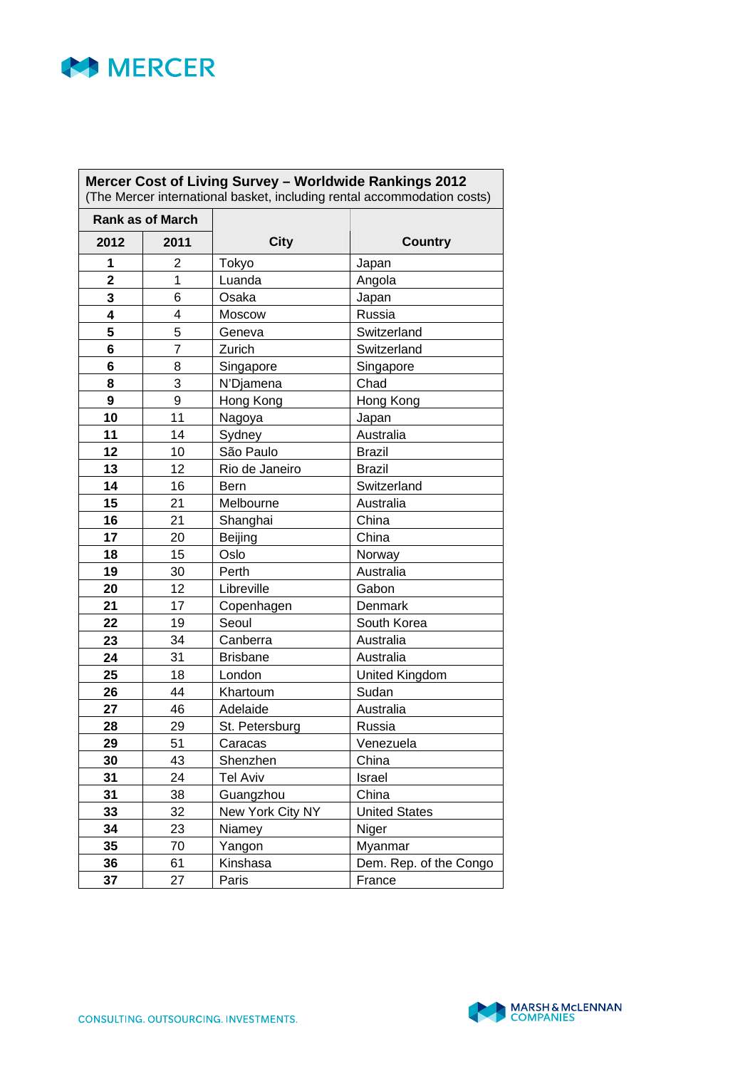| Mercer Cost of Living Survey – Worldwide Rankings 2012<br>(The Mercer international basket, including rental accommodation costs) | | | |
|---|---|---|---|
| **Rank as of March** | | | |
| **2012** | **2011** | **City** | **Country** |
| **1** | 2 | Tokyo | Japan |
| **2** | 1 | Luanda | Angola |
| **3** | 6 | Osaka | Japan |
| **4** | 4 | Moscow | Russia |
| **5** | 5 | Geneva | Switzerland |
| **6** | 7 | Zurich | Switzerland |
| **6** | 8 | Singapore | Singapore |
| **8** | 3 | N'Djamena | Chad |
| **9** | 9 | Hong Kong | Hong Kong |
| **10** | 11 | Nagoya | Japan |
| **11** | 14 | Sydney | Australia |
| **12** | 10 | São Paulo | Brazil |
| **13** | 12 | Rio de Janeiro | Brazil |
| **14** | 16 | Bern | Switzerland |
| **15** | 21 | Melbourne | Australia |
| **16** | 21 | Shanghai | China |
| **17** | 20 | Beijing | China |
| **18** | 15 | Oslo | Norway |
| **19** | 30 | Perth | Australia |
| **20** | 12 | Libreville | Gabon |
| **21** | 17 | Copenhagen | Denmark |
| **22** | 19 | Seoul | South Korea |
| **23** | 34 | Canberra | Australia |
| **24** | 31 | Brisbane | Australia |
| **25** | 18 | London | United Kingdom |
| **26** | 44 | Khartoum | Sudan |
| **27** | 46 | Adelaide | Australia |
| **28** | 29 | St. Petersburg | Russia |
| **29** | 51 | Caracas | Venezuela |
| **30** | 43 | Shenzhen | China |
| **31** | 24 | Tel Aviv | Israel |
| **31** | 38 | Guangzhou | China |
| **33** | 32 | New York City NY | United States |
| **34** | 23 | Niamey | Niger |
| **35** | 70 | Yangon | Myanmar |
| **36** | 61 | Kinshasa | Dem. Rep. of the Congo |
| **37** | 27 | Paris | France |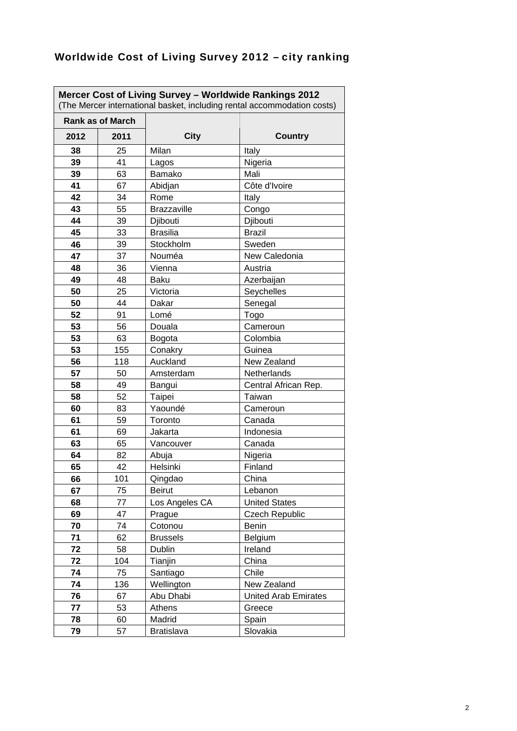## Worldwide Cost of Living Survey 2012 – city ranking

| **Mercer Cost of Living Survey – Worldwide Rankings 2012** (The Mercer international basket, including rental accommodation costs) | | | |
|---|---|---|---|
| **Rank as of March** | | | |
| **2012** | **2011** | **City** | **Country** |
| **38** | 25 | Milan | Italy |
| **39** | 41 | Lagos | Nigeria |
| **39** | 63 | Bamako | Mali |
| **41** | 67 | Abidjan | Côte d'Ivoire |
| **42** | 34 | Rome | Italy |
| **43** | 55 | Brazzaville | Congo |
| **44** | 39 | Djibouti | Djibouti |
| **45** | 33 | Brasilia | Brazil |
| **46** | 39 | Stockholm | Sweden |
| **47** | 37 | Nouméa | New Caledonia |
| **48** | 36 | Vienna | Austria |
| **49** | 48 | Baku | Azerbaijan |
| **50** | 25 | Victoria | Seychelles |
| **50** | 44 | Dakar | Senegal |
| **52** | 91 | Lomé | Togo |
| **53** | 56 | Douala | Cameroun |
| **53** | 63 | Bogota | Colombia |
| **53** | 155 | Conakry | Guinea |
| **56** | 118 | Auckland | New Zealand |
| **57** | 50 | Amsterdam | Netherlands |
| **58** | 49 | Bangui | Central African Rep. |
| **58** | 52 | Taipei | Taiwan |
| **60** | 83 | Yaoundé | Cameroun |
| **61** | 59 | Toronto | Canada |
| **61** | 69 | Jakarta | Indonesia |
| **63** | 65 | Vancouver | Canada |
| **64** | 82 | Abuja | Nigeria |
| **65** | 42 | Helsinki | Finland |
| **66** | 101 | Qingdao | China |
| **67** | 75 | Beirut | Lebanon |
| **68** | 77 | Los Angeles CA | United States |
| **69** | 47 | Prague | Czech Republic |
| **70** | 74 | Cotonou | Benin |
| **71** | 62 | Brussels | Belgium |
| **72** | 58 | Dublin | Ireland |
| **72** | 104 | Tianjin | China |
| **74** | 75 | Santiago | Chile |
| **74** | 136 | Wellington | New Zealand |
| **76** | 67 | Abu Dhabi | United Arab Emirates |
| **77** | 53 | Athens | Greece |
| **78** | 60 | Madrid | Spain |
| **79** | 57 | Bratislava | Slovakia |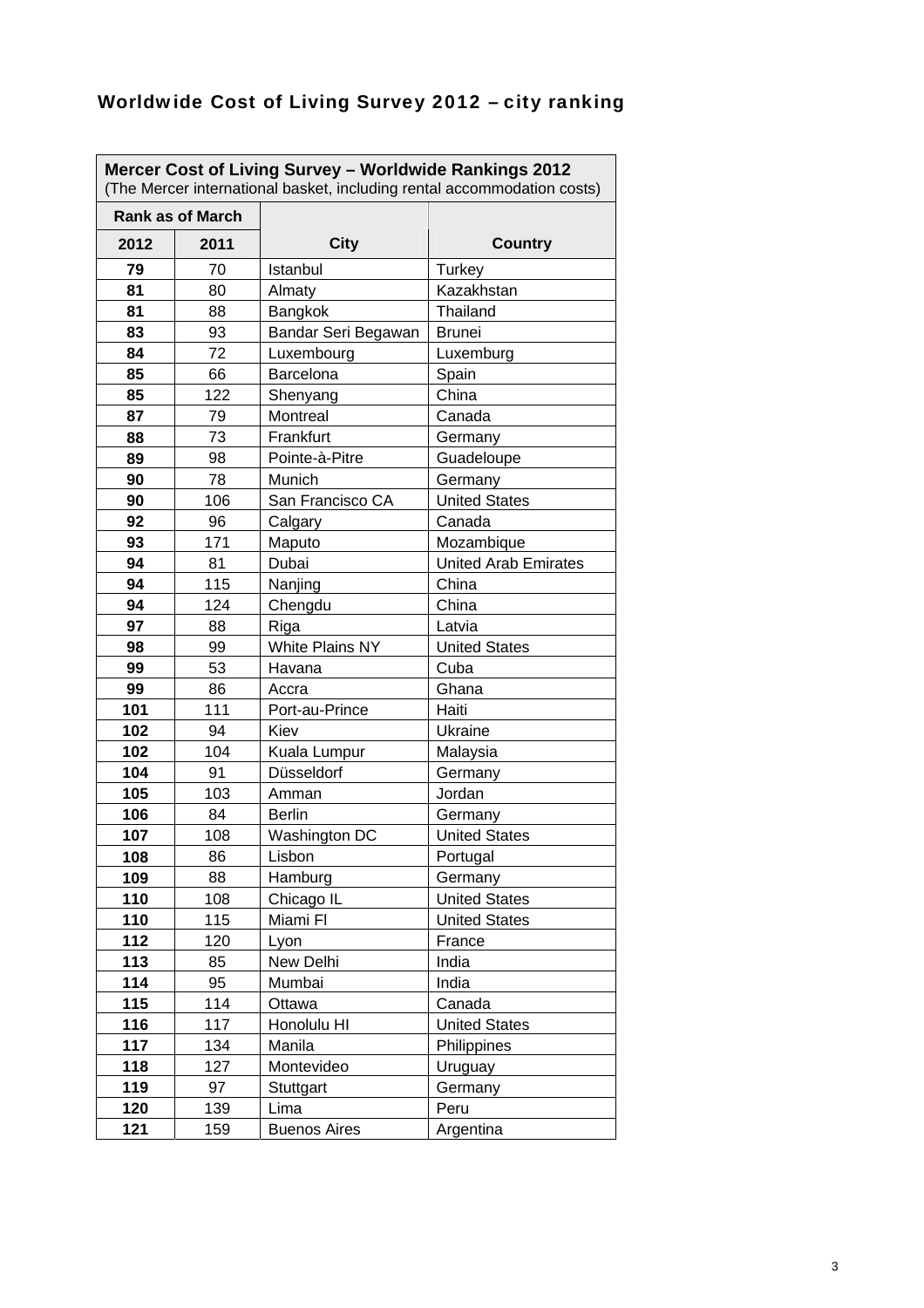# Worldwide Cost of Living Survey 2012 – city ranking

| **Mercer Cost of Living Survey – Worldwide Rankings 2012** (The Mercer international basket, including rental accommodation costs) | | | |
|---|---|---|---|
| **Rank as of March** | | | |
| **2012** | **2011** | **City** | **Country** |
| **79** | 70 | Istanbul | Turkey |
| **81** | 80 | Almaty | Kazakhstan |
| **81** | 88 | Bangkok | Thailand |
| **83** | 93 | Bandar Seri Begawan | Brunei |
| **84** | 72 | Luxembourg | Luxemburg |
| **85** | 66 | Barcelona | Spain |
| **85** | 122 | Shenyang | China |
| **87** | 79 | Montreal | Canada |
| **88** | 73 | Frankfurt | Germany |
| **89** | 98 | Pointe-à-Pitre | Guadeloupe |
| **90** | 78 | Munich | Germany |
| **90** | 106 | San Francisco CA | United States |
| **92** | 96 | Calgary | Canada |
| **93** | 171 | Maputo | Mozambique |
| **94** | 81 | Dubai | United Arab Emirates |
| **94** | 115 | Nanjing | China |
| **94** | 124 | Chengdu | China |
| **97** | 88 | Riga | Latvia |
| **98** | 99 | White Plains NY | United States |
| **99** | 53 | Havana | Cuba |
| **99** | 86 | Accra | Ghana |
| **101** | 111 | Port-au-Prince | Haiti |
| **102** | 94 | Kiev | Ukraine |
| **102** | 104 | Kuala Lumpur | Malaysia |
| **104** | 91 | Düsseldorf | Germany |
| **105** | 103 | Amman | Jordan |
| **106** | 84 | Berlin | Germany |
| **107** | 108 | Washington DC | United States |
| **108** | 86 | Lisbon | Portugal |
| **109** | 88 | Hamburg | Germany |
| **110** | 108 | Chicago IL | United States |
| **110** | 115 | Miami Fl | United States |
| **112** | 120 | Lyon | France |
| **113** | 85 | New Delhi | India |
| **114** | 95 | Mumbai | India |
| **115** | 114 | Ottawa | Canada |
| **116** | 117 | Honolulu HI | United States |
| **117** | 134 | Manila | Philippines |
| **118** | 127 | Montevideo | Uruguay |
| **119** | 97 | Stuttgart | Germany |
| **120** | 139 | Lima | Peru |
| **121** | 159 | Buenos Aires | Argentina |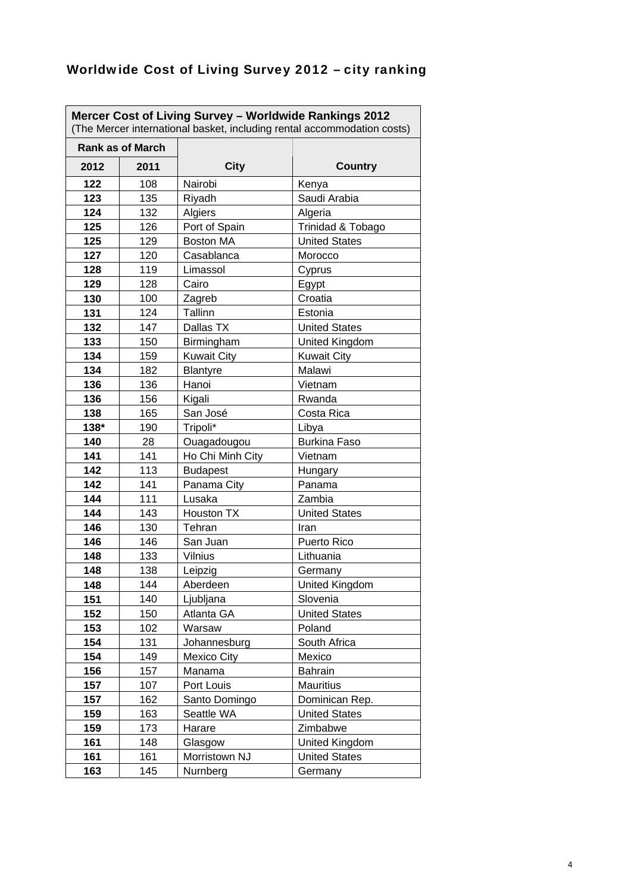## Worldwide Cost of Living Survey 2012 – city ranking

| **Mercer Cost of Living Survey – Worldwide Rankings 2012** (The Mercer international basket, including rental accommodation costs) | | | |
|---|---|---|---|
| **Rank as of March** | | | |
| **2012** | **2011** | **City** | **Country** |
| **122** | 108 | Nairobi | Kenya |
| **123** | 135 | Riyadh | Saudi Arabia |
| **124** | 132 | Algiers | Algeria |
| **125** | 126 | Port of Spain | Trinidad & Tobago |
| **125** | 129 | Boston MA | United States |
| **127** | 120 | Casablanca | Morocco |
| **128** | 119 | Limassol | Cyprus |
| **129** | 128 | Cairo | Egypt |
| **130** | 100 | Zagreb | Croatia |
| **131** | 124 | Tallinn | Estonia |
| **132** | 147 | Dallas TX | United States |
| **133** | 150 | Birmingham | United Kingdom |
| **134** | 159 | Kuwait City | Kuwait City |
| **134** | 182 | Blantyre | Malawi |
| **136** | 136 | Hanoi | Vietnam |
| **136** | 156 | Kigali | Rwanda |
| **138** | 165 | San José | Costa Rica |
| **138*** | 190 | Tripoli* | Libya |
| **140** | 28 | Ouagadougou | Burkina Faso |
| **141** | 141 | Ho Chi Minh City | Vietnam |
| **142** | 113 | Budapest | Hungary |
| **142** | 141 | Panama City | Panama |
| **144** | 111 | Lusaka | Zambia |
| **144** | 143 | Houston TX | United States |
| **146** | 130 | Tehran | Iran |
| **146** | 146 | San Juan | Puerto Rico |
| **148** | 133 | Vilnius | Lithuania |
| **148** | 138 | Leipzig | Germany |
| **148** | 144 | Aberdeen | United Kingdom |
| **151** | 140 | Ljubljana | Slovenia |
| **152** | 150 | Atlanta GA | United States |
| **153** | 102 | Warsaw | Poland |
| **154** | 131 | Johannesburg | South Africa |
| **154** | 149 | Mexico City | Mexico |
| **156** | 157 | Manama | Bahrain |
| **157** | 107 | Port Louis | Mauritius |
| **157** | 162 | Santo Domingo | Dominican Rep. |
| **159** | 163 | Seattle WA | United States |
| **159** | 173 | Harare | Zimbabwe |
| **161** | 148 | Glasgow | United Kingdom |
| **161** | 161 | Morristown NJ | United States |
| **163** | 145 | Nurnberg | Germany |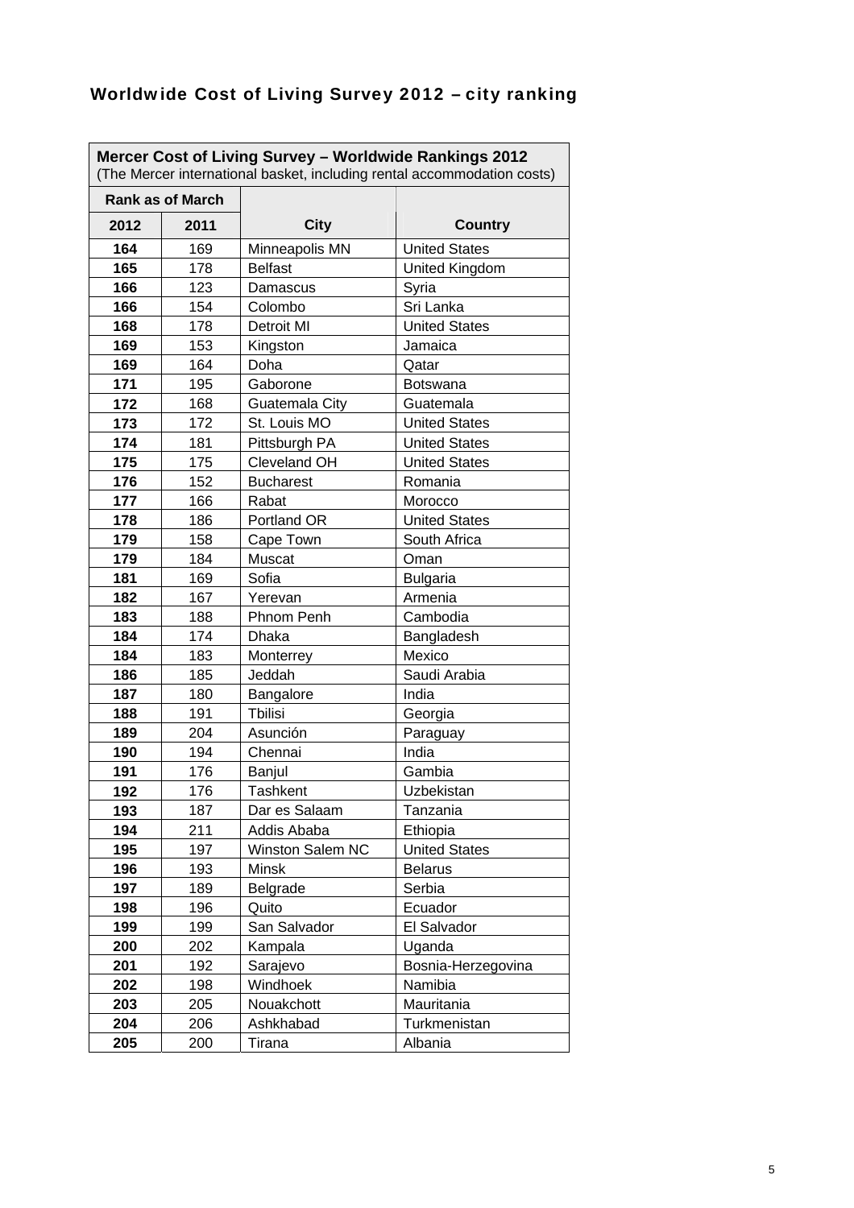## Worldwide Cost of Living Survey 2012 – city ranking

| **Mercer Cost of Living Survey – Worldwide Rankings 2012** (The Mercer international basket, including rental accommodation costs) | | | |
|---|---|---|---|
| **Rank as of March** | | | |
| **2012** | **2011** | **City** | **Country** |
| **164** | 169 | Minneapolis MN | United States |
| **165** | 178 | Belfast | United Kingdom |
| **166** | 123 | Damascus | Syria |
| **166** | 154 | Colombo | Sri Lanka |
| **168** | 178 | Detroit MI | United States |
| **169** | 153 | Kingston | Jamaica |
| **169** | 164 | Doha | Qatar |
| **171** | 195 | Gaborone | Botswana |
| **172** | 168 | Guatemala City | Guatemala |
| **173** | 172 | St. Louis MO | United States |
| **174** | 181 | Pittsburgh PA | United States |
| **175** | 175 | Cleveland OH | United States |
| **176** | 152 | Bucharest | Romania |
| **177** | 166 | Rabat | Morocco |
| **178** | 186 | Portland OR | United States |
| **179** | 158 | Cape Town | South Africa |
| **179** | 184 | Muscat | Oman |
| **181** | 169 | Sofia | Bulgaria |
| **182** | 167 | Yerevan | Armenia |
| **183** | 188 | Phnom Penh | Cambodia |
| **184** | 174 | Dhaka | Bangladesh |
| **184** | 183 | Monterrey | Mexico |
| **186** | 185 | Jeddah | Saudi Arabia |
| **187** | 180 | Bangalore | India |
| **188** | 191 | Tbilisi | Georgia |
| **189** | 204 | Asunción | Paraguay |
| **190** | 194 | Chennai | India |
| **191** | 176 | Banjul | Gambia |
| **192** | 176 | Tashkent | Uzbekistan |
| **193** | 187 | Dar es Salaam | Tanzania |
| **194** | 211 | Addis Ababa | Ethiopia |
| **195** | 197 | Winston Salem NC | United States |
| **196** | 193 | Minsk | Belarus |
| **197** | 189 | Belgrade | Serbia |
| **198** | 196 | Quito | Ecuador |
| **199** | 199 | San Salvador | El Salvador |
| **200** | 202 | Kampala | Uganda |
| **201** | 192 | Sarajevo | Bosnia-Herzegovina |
| **202** | 198 | Windhoek | Namibia |
| **203** | 205 | Nouakchott | Mauritania |
| **204** | 206 | Ashkhabad | Turkmenistan |
| **205** | 200 | Tirana | Albania |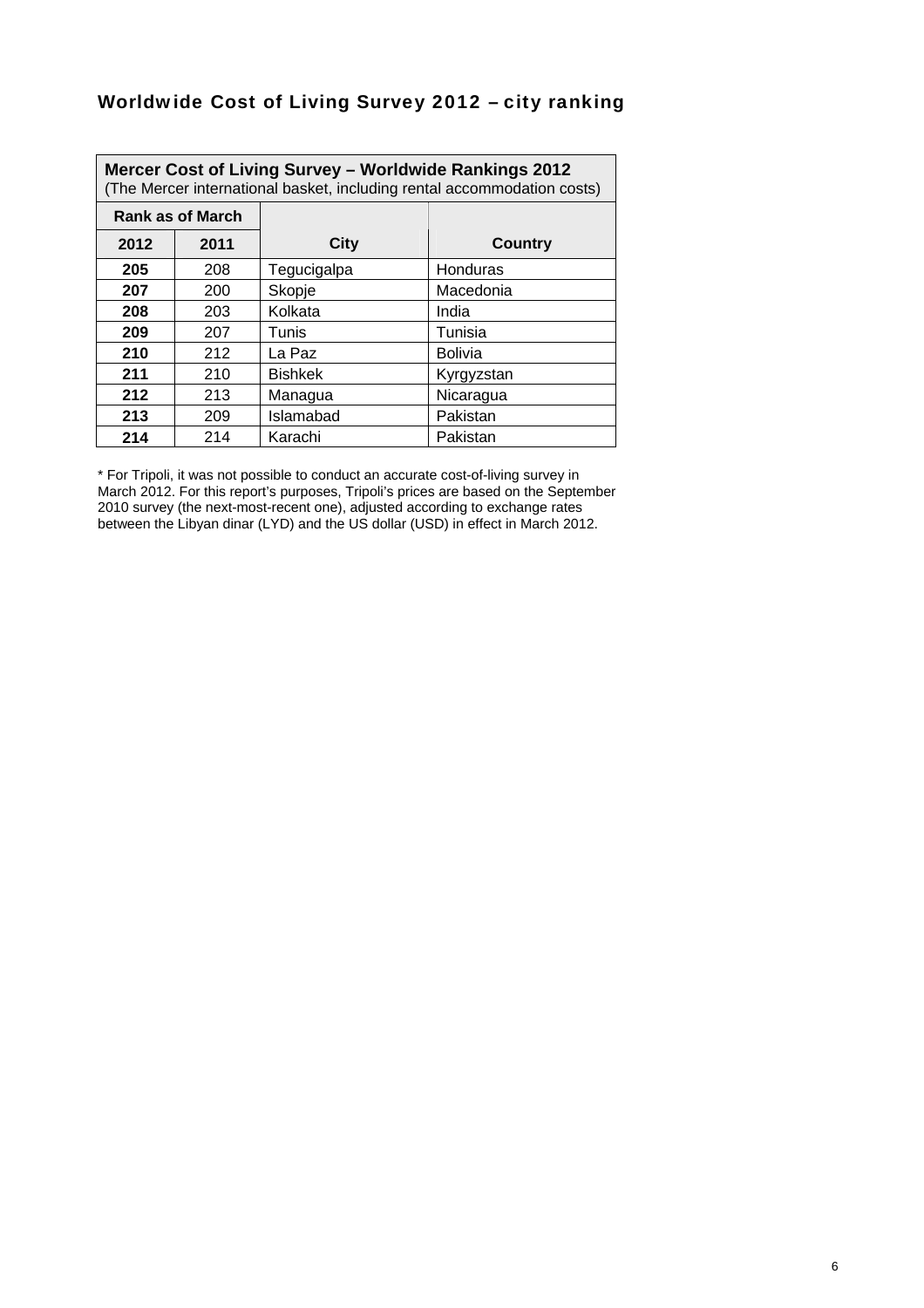## Worldwide Cost of Living Survey 2012 – city ranking

| **Mercer Cost of Living Survey – Worldwide Rankings 2012** (The Mercer international basket, including rental accommodation costs) | | | |
|---|---|---|---|
| **Rank as of March** | | | |
| **2012** | **2011** | **City** | **Country** |
| **205** | 208 | Tegucigalpa | Honduras |
| **207** | 200 | Skopje | Macedonia |
| **208** | 203 | Kolkata | India |
| **209** | 207 | Tunis | Tunisia |
| **210** | 212 | La Paz | Bolivia |
| **211** | 210 | Bishkek | Kyrgyzstan |
| **212** | 213 | Managua | Nicaragua |
| **213** | 209 | Islamabad | Pakistan |
| **214** | 214 | Karachi | Pakistan |

* For Tripoli, it was not possible to conduct an accurate cost-of-living survey in March 2012. For this report's purposes, Tripoli's prices are based on the September 2010 survey (the next-most-recent one), adjusted according to exchange rates between the Libyan dinar (LYD) and the US dollar (USD) in effect in March 2012.